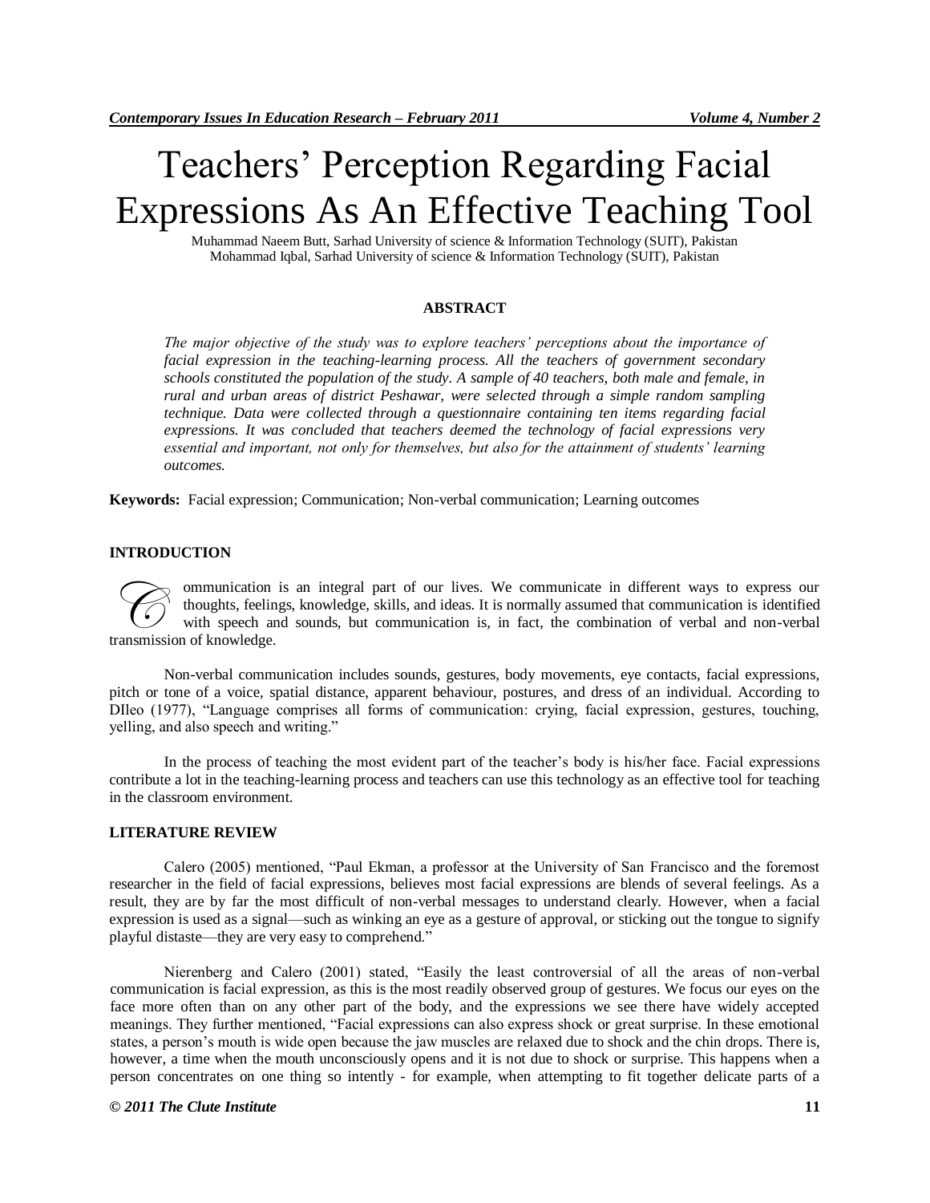# Teachers' Perception Regarding Facial Expressions As An Effective Teaching Tool

Muhammad Naeem Butt, Sarhad University of science & Information Technology (SUIT), Pakistan
Mohammad Iqbal, Sarhad University of science & Information Technology (SUIT), Pakistan

## ABSTRACT

*The major objective of the study was to explore teachers' perceptions about the importance of facial expression in the teaching-learning process. All the teachers of government secondary schools constituted the population of the study. A sample of 40 teachers, both male and female, in rural and urban areas of district Peshawar, were selected through a simple random sampling technique. Data were collected through a questionnaire containing ten items regarding facial expressions. It was concluded that teachers deemed the technology of facial expressions very essential and important, not only for themselves, but also for the attainment of students' learning outcomes.*

**Keywords:** Facial expression; Communication; Non-verbal communication; Learning outcomes

## INTRODUCTION

Communication is an integral part of our lives. We communicate in different ways to express our thoughts, feelings, knowledge, skills, and ideas. It is normally assumed that communication is identified with speech and sounds, but communication is, in fact, the combination of verbal and non-verbal transmission of knowledge.

Non-verbal communication includes sounds, gestures, body movements, eye contacts, facial expressions, pitch or tone of a voice, spatial distance, apparent behaviour, postures, and dress of an individual. According to DIleo (1977), "Language comprises all forms of communication: crying, facial expression, gestures, touching, yelling, and also speech and writing."

In the process of teaching the most evident part of the teacher's body is his/her face. Facial expressions contribute a lot in the teaching-learning process and teachers can use this technology as an effective tool for teaching in the classroom environment.

## LITERATURE REVIEW

Calero (2005) mentioned, "Paul Ekman, a professor at the University of San Francisco and the foremost researcher in the field of facial expressions, believes most facial expressions are blends of several feelings. As a result, they are by far the most difficult of non-verbal messages to understand clearly. However, when a facial expression is used as a signal—such as winking an eye as a gesture of approval, or sticking out the tongue to signify playful distaste—they are very easy to comprehend."

Nierenberg and Calero (2001) stated, "Easily the least controversial of all the areas of non-verbal communication is facial expression, as this is the most readily observed group of gestures. We focus our eyes on the face more often than on any other part of the body, and the expressions we see there have widely accepted meanings. They further mentioned, "Facial expressions can also express shock or great surprise. In these emotional states, a person's mouth is wide open because the jaw muscles are relaxed due to shock and the chin drops. There is, however, a time when the mouth unconsciously opens and it is not due to shock or surprise. This happens when a person concentrates on one thing so intently - for example, when attempting to fit together delicate parts of a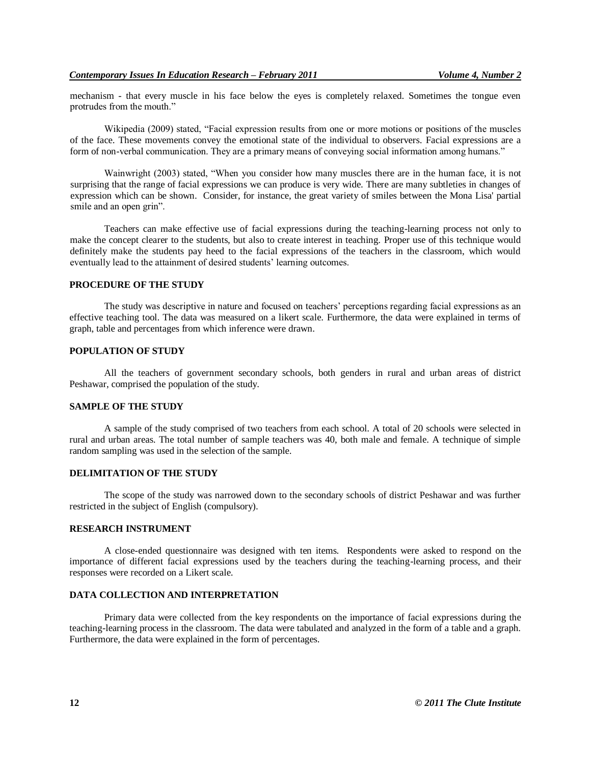mechanism - that every muscle in his face below the eyes is completely relaxed. Sometimes the tongue even protrudes from the mouth."

Wikipedia (2009) stated, "Facial expression results from one or more motions or positions of the muscles of the face. These movements convey the emotional state of the individual to observers. Facial expressions are a form of non-verbal communication. They are a primary means of conveying social information among humans."

Wainwright (2003) stated, "When you consider how many muscles there are in the human face, it is not surprising that the range of facial expressions we can produce is very wide. There are many subtleties in changes of expression which can be shown. Consider, for instance, the great variety of smiles between the Mona Lisa' partial smile and an open grin".

Teachers can make effective use of facial expressions during the teaching-learning process not only to make the concept clearer to the students, but also to create interest in teaching. Proper use of this technique would definitely make the students pay heed to the facial expressions of the teachers in the classroom, which would eventually lead to the attainment of desired students' learning outcomes.

## PROCEDURE OF THE STUDY

The study was descriptive in nature and focused on teachers' perceptions regarding facial expressions as an effective teaching tool. The data was measured on a likert scale. Furthermore, the data were explained in terms of graph, table and percentages from which inference were drawn.

## POPULATION OF STUDY

All the teachers of government secondary schools, both genders in rural and urban areas of district Peshawar, comprised the population of the study.

## SAMPLE OF THE STUDY

A sample of the study comprised of two teachers from each school. A total of 20 schools were selected in rural and urban areas. The total number of sample teachers was 40, both male and female. A technique of simple random sampling was used in the selection of the sample.

## DELIMITATION OF THE STUDY

The scope of the study was narrowed down to the secondary schools of district Peshawar and was further restricted in the subject of English (compulsory).

## RESEARCH INSTRUMENT

A close-ended questionnaire was designed with ten items. Respondents were asked to respond on the importance of different facial expressions used by the teachers during the teaching-learning process, and their responses were recorded on a Likert scale.

## DATA COLLECTION AND INTERPRETATION

Primary data were collected from the key respondents on the importance of facial expressions during the teaching-learning process in the classroom. The data were tabulated and analyzed in the form of a table and a graph. Furthermore, the data were explained in the form of percentages.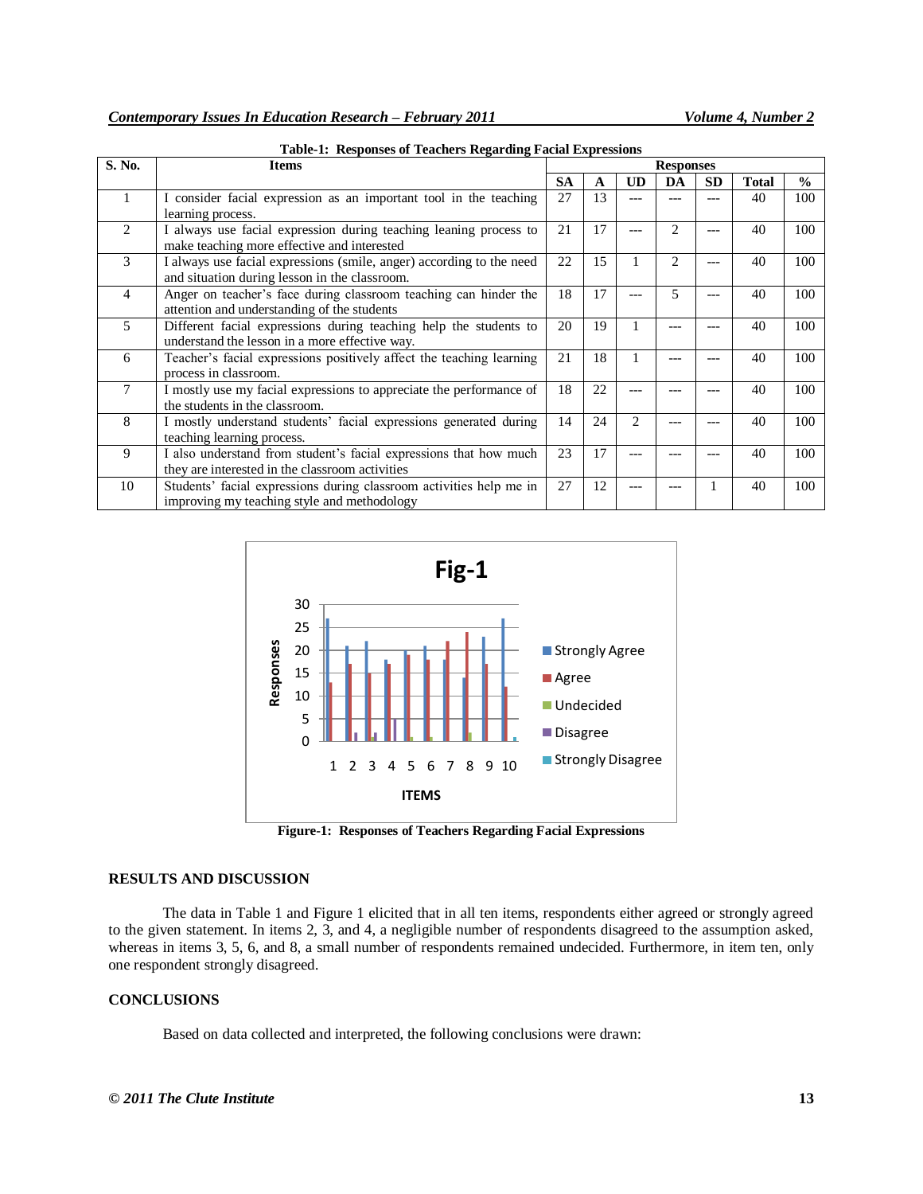**Table-1: Responses of Teachers Regarding Facial Expressions**

| S. No. | Items | Responses | | | | | | |
|---|---|---|---|---|---|---|---|---|
| | | SA | A | UD | DA | SD | Total | % |
| 1 | I consider facial expression as an important tool in the teaching learning process. | 27 | 13 | --- | --- | --- | 40 | 100 |
| 2 | I always use facial expression during teaching leaning process to make teaching more effective and interested | 21 | 17 | --- | 2 | --- | 40 | 100 |
| 3 | I always use facial expressions (smile, anger) according to the need and situation during lesson in the classroom. | 22 | 15 | 1 | 2 | --- | 40 | 100 |
| 4 | Anger on teacher's face during classroom teaching can hinder the attention and understanding of the students | 18 | 17 | --- | 5 | --- | 40 | 100 |
| 5 | Different facial expressions during teaching help the students to understand the lesson in a more effective way. | 20 | 19 | 1 | --- | --- | 40 | 100 |
| 6 | Teacher's facial expressions positively affect the teaching learning process in classroom. | 21 | 18 | 1 | --- | --- | 40 | 100 |
| 7 | I mostly use my facial expressions to appreciate the performance of the students in the classroom. | 18 | 22 | --- | --- | --- | 40 | 100 |
| 8 | I mostly understand students' facial expressions generated during teaching learning process. | 14 | 24 | 2 | --- | --- | 40 | 100 |
| 9 | I also understand from student's facial expressions that how much they are interested in the classroom activities | 23 | 17 | --- | --- | --- | 40 | 100 |
| 10 | Students' facial expressions during classroom activities help me in improving my teaching style and methodology | 27 | 12 | --- | --- | 1 | 40 | 100 |

**Figure-1: Responses of Teachers Regarding Facial Expressions**

## RESULTS AND DISCUSSION

The data in Table 1 and Figure 1 elicited that in all ten items, respondents either agreed or strongly agreed to the given statement. In items 2, 3, and 4, a negligible number of respondents disagreed to the assumption asked, whereas in items 3, 5, 6, and 8, a small number of respondents remained undecided. Furthermore, in item ten, only one respondent strongly disagreed.

## CONCLUSIONS

Based on data collected and interpreted, the following conclusions were drawn: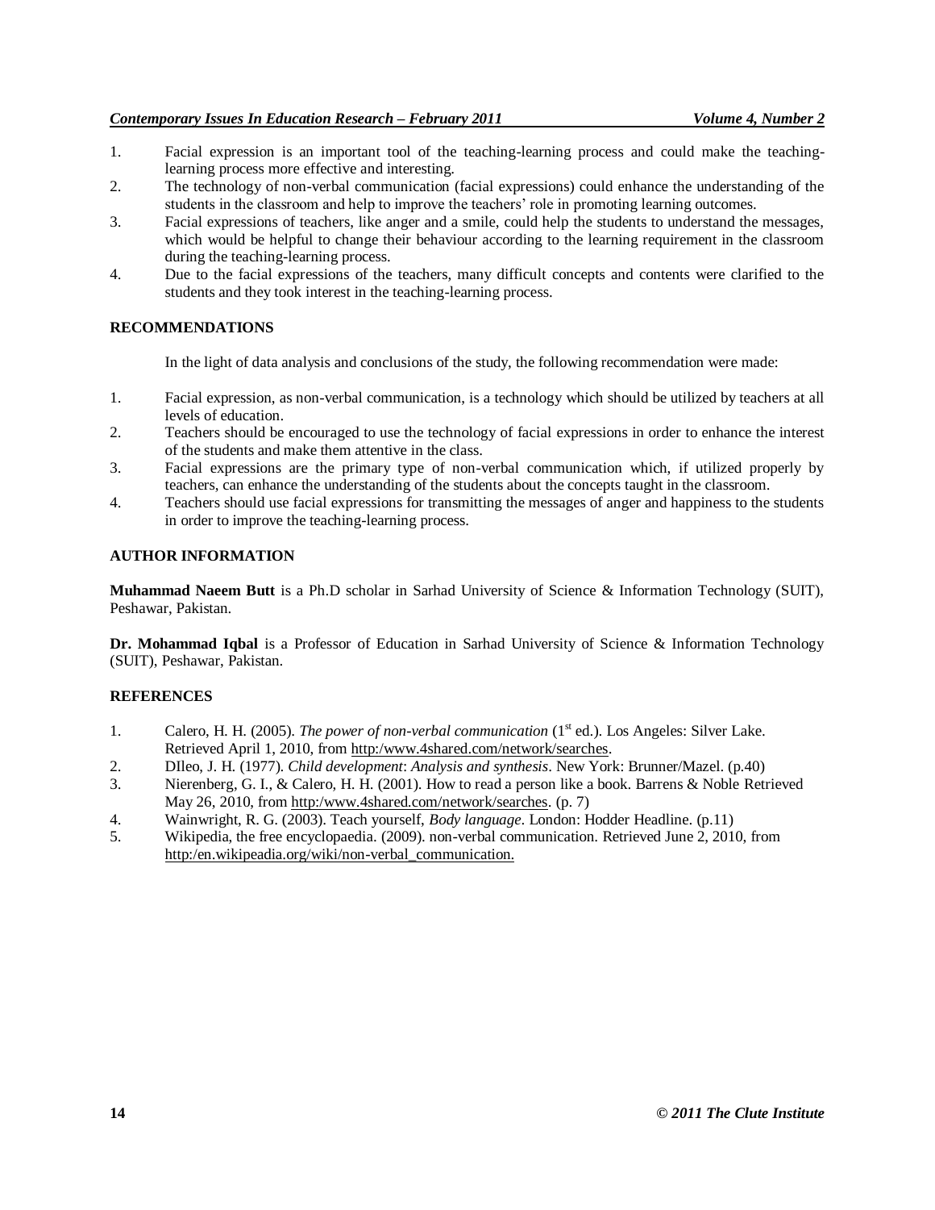1. Facial expression is an important tool of the teaching-learning process and could make the teaching-learning process more effective and interesting.
2. The technology of non-verbal communication (facial expressions) could enhance the understanding of the students in the classroom and help to improve the teachers' role in promoting learning outcomes.
3. Facial expressions of teachers, like anger and a smile, could help the students to understand the messages, which would be helpful to change their behaviour according to the learning requirement in the classroom during the teaching-learning process.
4. Due to the facial expressions of the teachers, many difficult concepts and contents were clarified to the students and they took interest in the teaching-learning process.

## RECOMMENDATIONS

In the light of data analysis and conclusions of the study, the following recommendation were made:

1. Facial expression, as non-verbal communication, is a technology which should be utilized by teachers at all levels of education.
2. Teachers should be encouraged to use the technology of facial expressions in order to enhance the interest of the students and make them attentive in the class.
3. Facial expressions are the primary type of non-verbal communication which, if utilized properly by teachers, can enhance the understanding of the students about the concepts taught in the classroom.
4. Teachers should use facial expressions for transmitting the messages of anger and happiness to the students in order to improve the teaching-learning process.

## AUTHOR INFORMATION

**Muhammad Naeem Butt** is a Ph.D scholar in Sarhad University of Science & Information Technology (SUIT), Peshawar, Pakistan.

**Dr. Mohammad Iqbal** is a Professor of Education in Sarhad University of Science & Information Technology (SUIT), Peshawar, Pakistan.

## REFERENCES

1. Calero, H. H. (2005). *The power of non-verbal communication* (1st ed.). Los Angeles: Silver Lake. Retrieved April 1, 2010, from http:/www.4shared.com/network/searches.
2. DIleo, J. H. (1977). *Child development*: *Analysis and synthesis*. New York: Brunner/Mazel. (p.40)
3. Nierenberg, G. I., & Calero, H. H. (2001). How to read a person like a book. Barrens & Noble Retrieved May 26, 2010, from http:/www.4shared.com/network/searches. (p. 7)
4. Wainwright, R. G. (2003). Teach yourself, *Body language*. London: Hodder Headline. (p.11)
5. Wikipedia, the free encyclopaedia. (2009). non-verbal communication. Retrieved June 2, 2010, from http:/en.wikipeadia.org/wiki/non-verbal_communication.